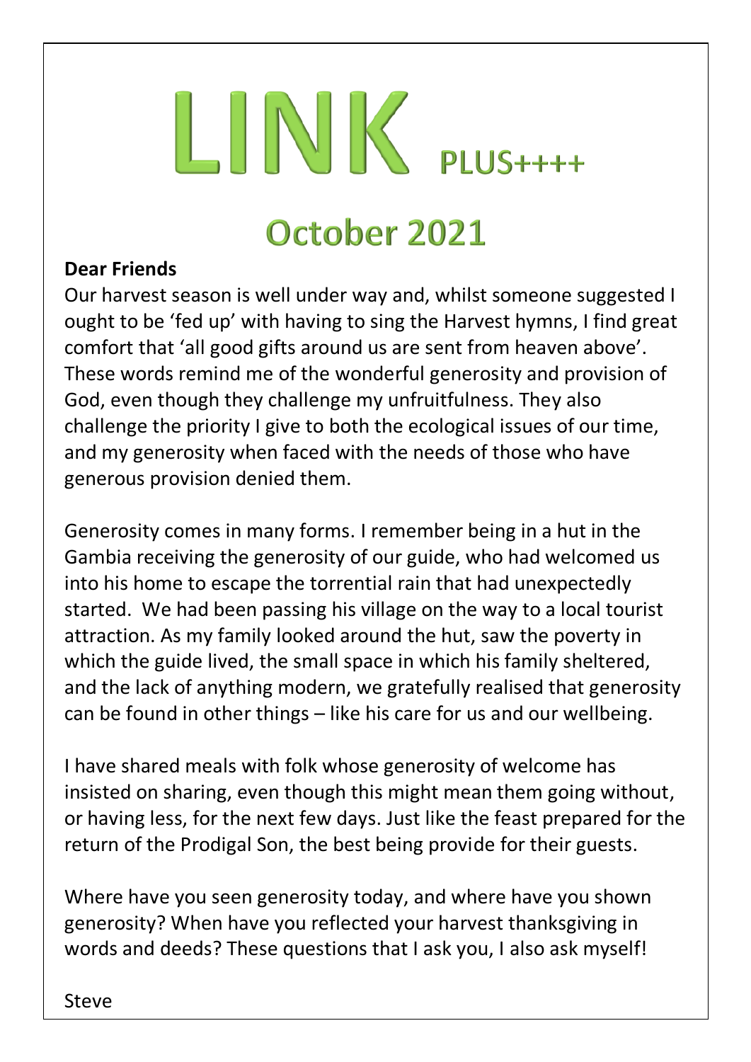# LINK PLUS++++

## October 2021

**Dear Friends**

Our harvest season is well under way and, whilst someone suggested I ought to be 'fed up' with having to sing the Harvest hymns, I find great comfort that 'all good gifts around us are sent from heaven above'. These words remind me of the wonderful generosity and provision of God, even though they challenge my unfruitfulness. They also challenge the priority I give to both the ecological issues of our time, and my generosity when faced with the needs of those who have generous provision denied them.

Generosity comes in many forms. I remember being in a hut in the Gambia receiving the generosity of our guide, who had welcomed us into his home to escape the torrential rain that had unexpectedly started. We had been passing his village on the way to a local tourist attraction. As my family looked around the hut, saw the poverty in which the guide lived, the small space in which his family sheltered, and the lack of anything modern, we gratefully realised that generosity can be found in other things – like his care for us and our wellbeing.

I have shared meals with folk whose generosity of welcome has insisted on sharing, even though this might mean them going without, or having less, for the next few days. Just like the feast prepared for the return of the Prodigal Son, the best being provide for their guests.

Where have you seen generosity today, and where have you shown generosity? When have you reflected your harvest thanksgiving in words and deeds? These questions that I ask you, I also ask myself!

Steve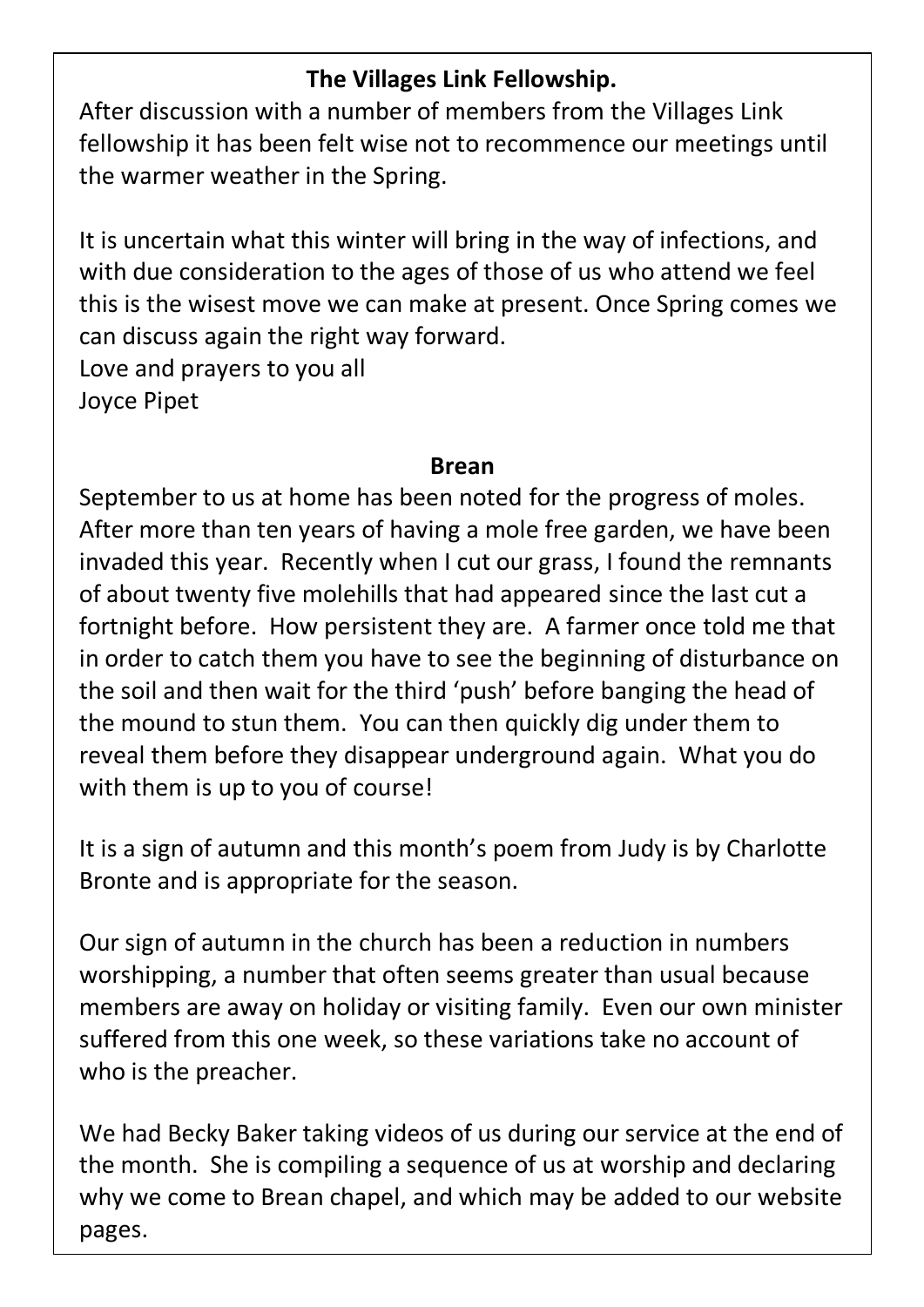## The Villages Link Fellowship.

After discussion with a number of members from the Villages Link fellowship it has been felt wise not to recommence our meetings until the warmer weather in the Spring.

It is uncertain what this winter will bring in the way of infections, and with due consideration to the ages of those of us who attend we feel this is the wisest move we can make at present. Once Spring comes we can discuss again the right way forward.
Love and prayers to you all
Joyce Pipet

## Brean

September to us at home has been noted for the progress of moles. After more than ten years of having a mole free garden, we have been invaded this year. Recently when I cut our grass, I found the remnants of about twenty five molehills that had appeared since the last cut a fortnight before. How persistent they are. A farmer once told me that in order to catch them you have to see the beginning of disturbance on the soil and then wait for the third 'push' before banging the head of the mound to stun them. You can then quickly dig under them to reveal them before they disappear underground again. What you do with them is up to you of course!

It is a sign of autumn and this month's poem from Judy is by Charlotte Bronte and is appropriate for the season.

Our sign of autumn in the church has been a reduction in numbers worshipping, a number that often seems greater than usual because members are away on holiday or visiting family. Even our own minister suffered from this one week, so these variations take no account of who is the preacher.

We had Becky Baker taking videos of us during our service at the end of the month. She is compiling a sequence of us at worship and declaring why we come to Brean chapel, and which may be added to our website pages.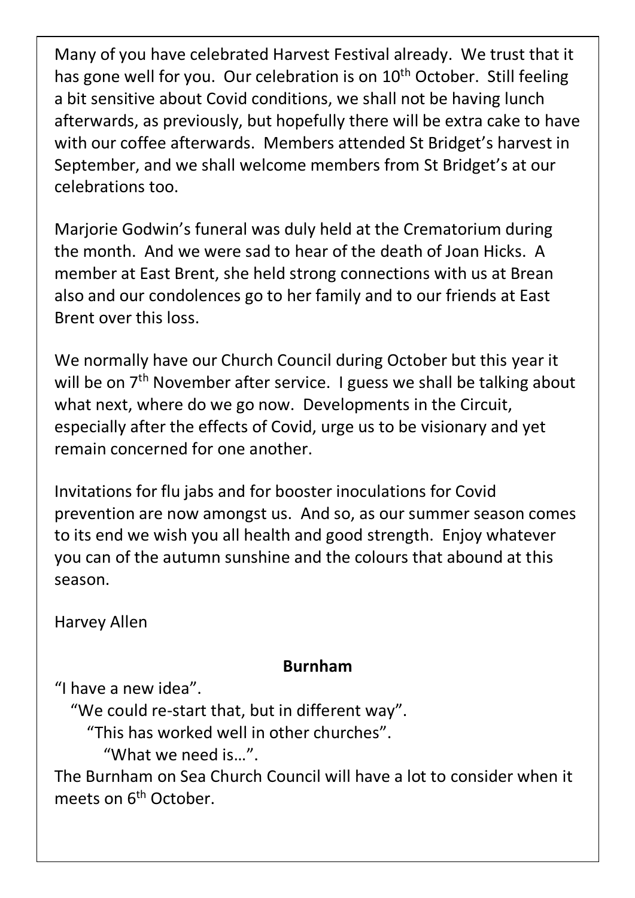Many of you have celebrated Harvest Festival already. We trust that it has gone well for you. Our celebration is on 10th October. Still feeling a bit sensitive about Covid conditions, we shall not be having lunch afterwards, as previously, but hopefully there will be extra cake to have with our coffee afterwards. Members attended St Bridget's harvest in September, and we shall welcome members from St Bridget's at our celebrations too.

Marjorie Godwin's funeral was duly held at the Crematorium during the month. And we were sad to hear of the death of Joan Hicks. A member at East Brent, she held strong connections with us at Brean also and our condolences go to her family and to our friends at East Brent over this loss.

We normally have our Church Council during October but this year it will be on 7th November after service. I guess we shall be talking about what next, where do we go now. Developments in the Circuit, especially after the effects of Covid, urge us to be visionary and yet remain concerned for one another.

Invitations for flu jabs and for booster inoculations for Covid prevention are now amongst us. And so, as our summer season comes to its end we wish you all health and good strength. Enjoy whatever you can of the autumn sunshine and the colours that abound at this season.

Harvey Allen

## Burnham

"I have a new idea".

"We could re-start that, but in different way".

"This has worked well in other churches".

"What we need is…".

The Burnham on Sea Church Council will have a lot to consider when it meets on 6th October.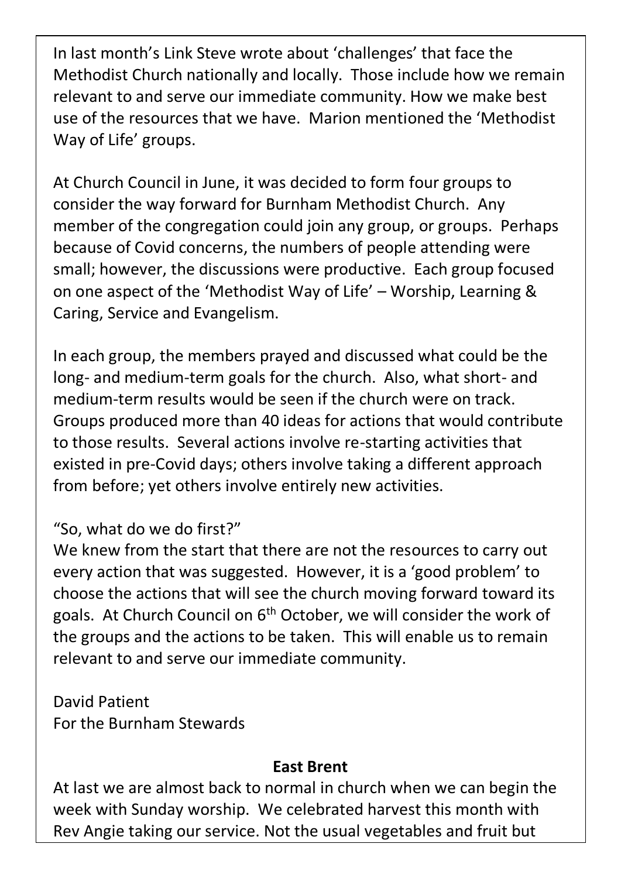In last month's Link Steve wrote about 'challenges' that face the Methodist Church nationally and locally. Those include how we remain relevant to and serve our immediate community. How we make best use of the resources that we have. Marion mentioned the 'Methodist Way of Life' groups.

At Church Council in June, it was decided to form four groups to consider the way forward for Burnham Methodist Church. Any member of the congregation could join any group, or groups. Perhaps because of Covid concerns, the numbers of people attending were small; however, the discussions were productive. Each group focused on one aspect of the 'Methodist Way of Life' – Worship, Learning & Caring, Service and Evangelism.

In each group, the members prayed and discussed what could be the long- and medium-term goals for the church. Also, what short- and medium-term results would be seen if the church were on track. Groups produced more than 40 ideas for actions that would contribute to those results. Several actions involve re-starting activities that existed in pre-Covid days; others involve taking a different approach from before; yet others involve entirely new activities.

"So, what do we do first?"
We knew from the start that there are not the resources to carry out every action that was suggested. However, it is a 'good problem' to choose the actions that will see the church moving forward toward its goals. At Church Council on 6th October, we will consider the work of the groups and the actions to be taken. This will enable us to remain relevant to and serve our immediate community.

David Patient
For the Burnham Stewards

**East Brent**

At last we are almost back to normal in church when we can begin the week with Sunday worship. We celebrated harvest this month with Rev Angie taking our service. Not the usual vegetables and fruit but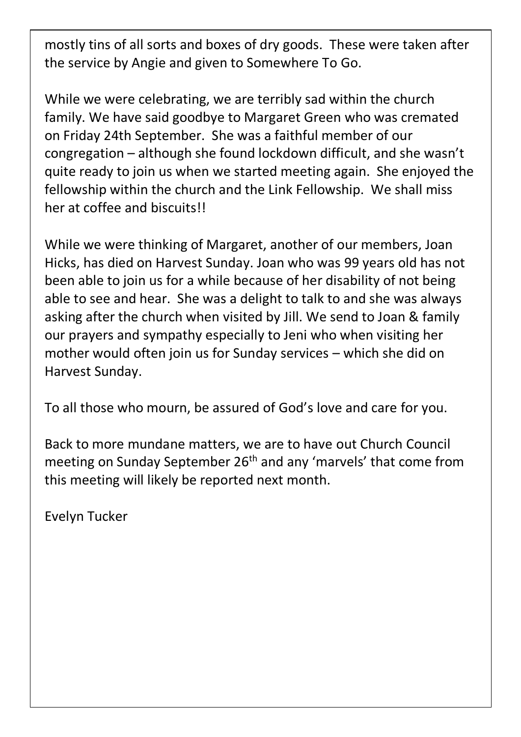mostly tins of all sorts and boxes of dry goods. These were taken after the service by Angie and given to Somewhere To Go.

While we were celebrating, we are terribly sad within the church family. We have said goodbye to Margaret Green who was cremated on Friday 24th September. She was a faithful member of our congregation – although she found lockdown difficult, and she wasn't quite ready to join us when we started meeting again. She enjoyed the fellowship within the church and the Link Fellowship. We shall miss her at coffee and biscuits!!

While we were thinking of Margaret, another of our members, Joan Hicks, has died on Harvest Sunday. Joan who was 99 years old has not been able to join us for a while because of her disability of not being able to see and hear. She was a delight to talk to and she was always asking after the church when visited by Jill. We send to Joan & family our prayers and sympathy especially to Jeni who when visiting her mother would often join us for Sunday services – which she did on Harvest Sunday.

To all those who mourn, be assured of God's love and care for you.

Back to more mundane matters, we are to have out Church Council meeting on Sunday September 26th and any 'marvels' that come from this meeting will likely be reported next month.

Evelyn Tucker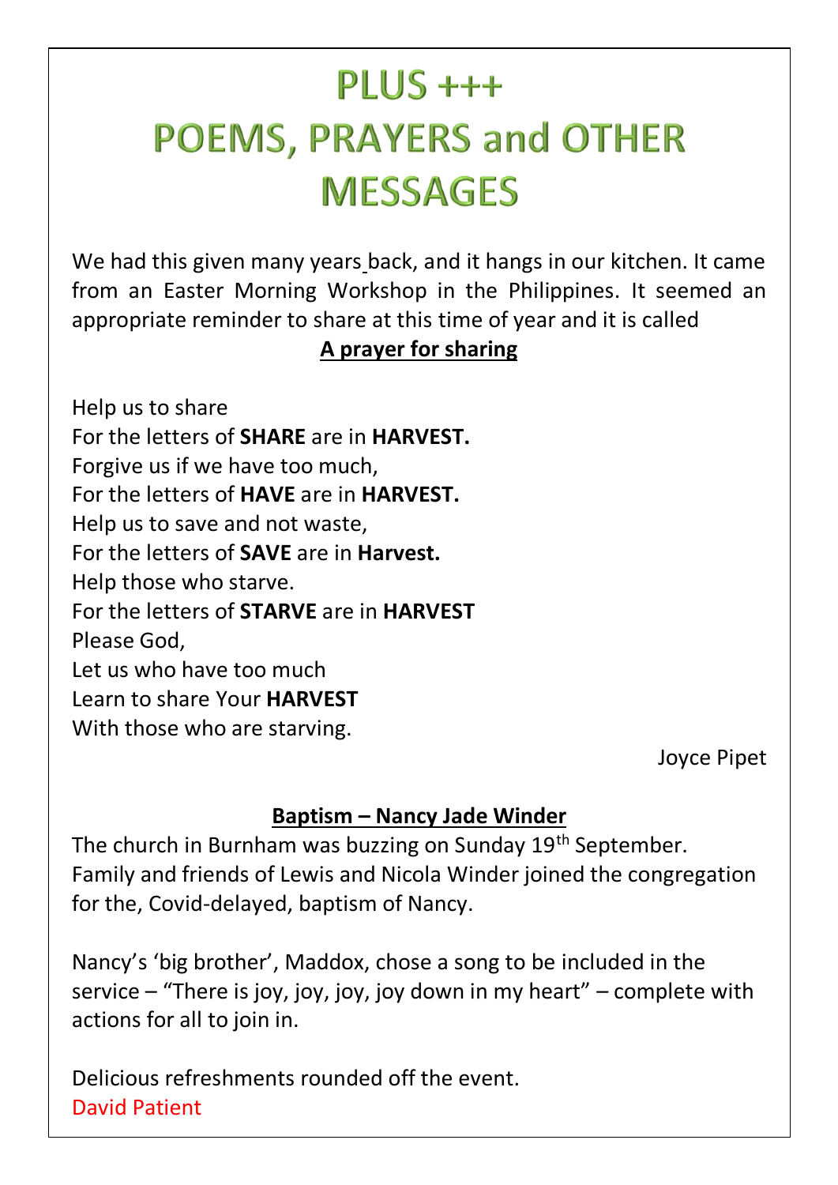# PLUS +++
# POEMS, PRAYERS and OTHER MESSAGES

We had this given many years back, and it hangs in our kitchen. It came from an Easter Morning Workshop in the Philippines. It seemed an appropriate reminder to share at this time of year and it is called

**A prayer for sharing**

Help us to share  
For the letters of **SHARE** are in **HARVEST.**  
Forgive us if we have too much,  
For the letters of **HAVE** are in **HARVEST.**  
Help us to save and not waste,  
For the letters of **SAVE** are in **Harvest.**  
Help those who starve.  
For the letters of **STARVE** are in **HARVEST**  
Please God,  
Let us who have too much  
Learn to share Your **HARVEST**  
With those who are starving.

Joyce Pipet

**Baptism – Nancy Jade Winder**

The church in Burnham was buzzing on Sunday 19th September. Family and friends of Lewis and Nicola Winder joined the congregation for the, Covid-delayed, baptism of Nancy.

Nancy's 'big brother', Maddox, chose a song to be included in the service – "There is joy, joy, joy, joy down in my heart" – complete with actions for all to join in.

Delicious refreshments rounded off the event.  
David Patient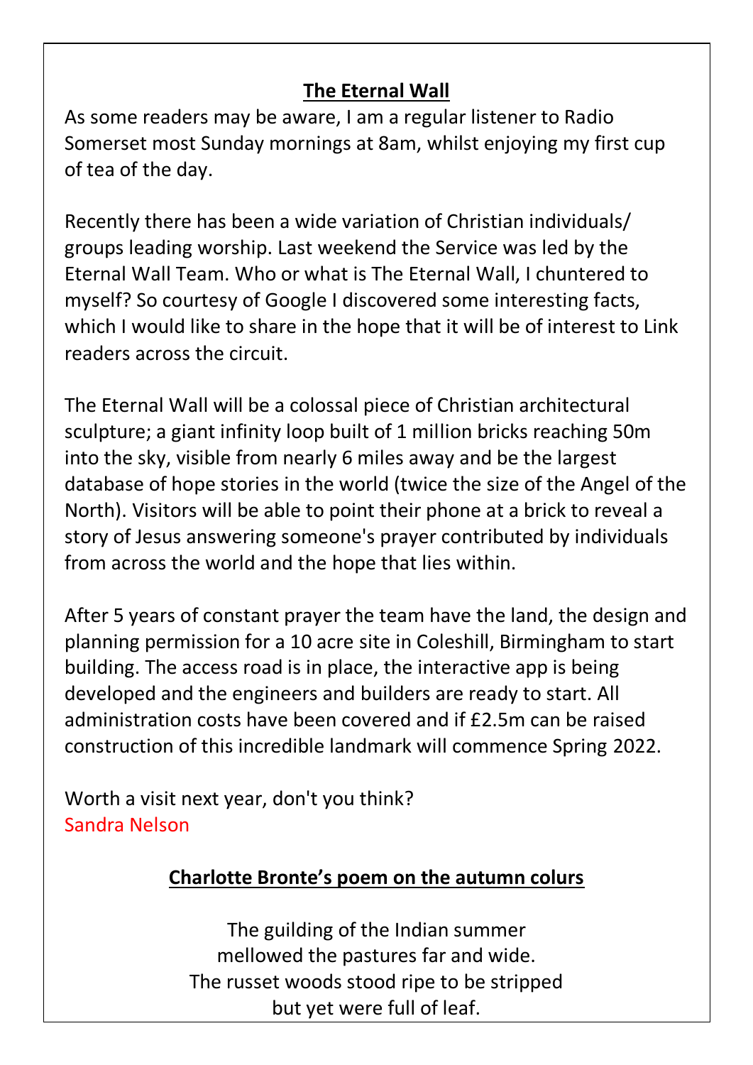## The Eternal Wall

As some readers may be aware, I am a regular listener to Radio Somerset most Sunday mornings at 8am, whilst enjoying my first cup of tea of the day.

Recently there has been a wide variation of Christian individuals/ groups leading worship. Last weekend the Service was led by the Eternal Wall Team. Who or what is The Eternal Wall, I chuntered to myself? So courtesy of Google I discovered some interesting facts, which I would like to share in the hope that it will be of interest to Link readers across the circuit.

The Eternal Wall will be a colossal piece of Christian architectural sculpture; a giant infinity loop built of 1 million bricks reaching 50m into the sky, visible from nearly 6 miles away and be the largest database of hope stories in the world (twice the size of the Angel of the North). Visitors will be able to point their phone at a brick to reveal a story of Jesus answering someone's prayer contributed by individuals from across the world and the hope that lies within.

After 5 years of constant prayer the team have the land, the design and planning permission for a 10 acre site in Coleshill, Birmingham to start building. The access road is in place, the interactive app is being developed and the engineers and builders are ready to start. All administration costs have been covered and if £2.5m can be raised construction of this incredible landmark will commence Spring 2022.

Worth a visit next year, don't you think?
Sandra Nelson

## Charlotte Bronte's poem on the autumn colurs

The guilding of the Indian summer
mellowed the pastures far and wide.
The russet woods stood ripe to be stripped
but yet were full of leaf.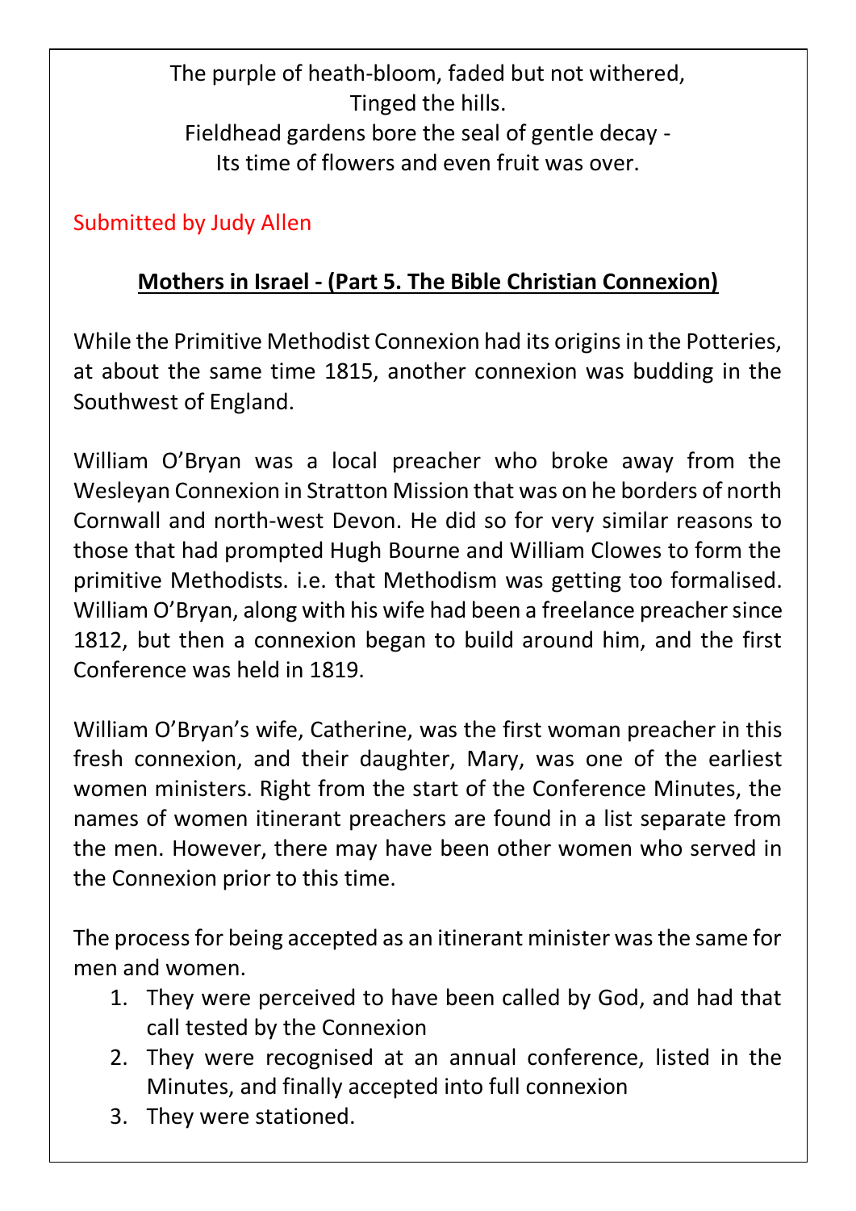The purple of heath-bloom, faded but not withered,
Tinged the hills.
Fieldhead gardens bore the seal of gentle decay -
Its time of flowers and even fruit was over.

Submitted by Judy Allen

**Mothers in Israel - (Part 5. The Bible Christian Connexion)**

While the Primitive Methodist Connexion had its origins in the Potteries, at about the same time 1815, another connexion was budding in the Southwest of England.

William O'Bryan was a local preacher who broke away from the Wesleyan Connexion in Stratton Mission that was on he borders of north Cornwall and north-west Devon. He did so for very similar reasons to those that had prompted Hugh Bourne and William Clowes to form the primitive Methodists. i.e. that Methodism was getting too formalised. William O'Bryan, along with his wife had been a freelance preacher since 1812, but then a connexion began to build around him, and the first Conference was held in 1819.

William O'Bryan's wife, Catherine, was the first woman preacher in this fresh connexion, and their daughter, Mary, was one of the earliest women ministers. Right from the start of the Conference Minutes, the names of women itinerant preachers are found in a list separate from the men. However, there may have been other women who served in the Connexion prior to this time.

The process for being accepted as an itinerant minister was the same for men and women.

1. They were perceived to have been called by God, and had that call tested by the Connexion
2. They were recognised at an annual conference, listed in the Minutes, and finally accepted into full connexion
3. They were stationed.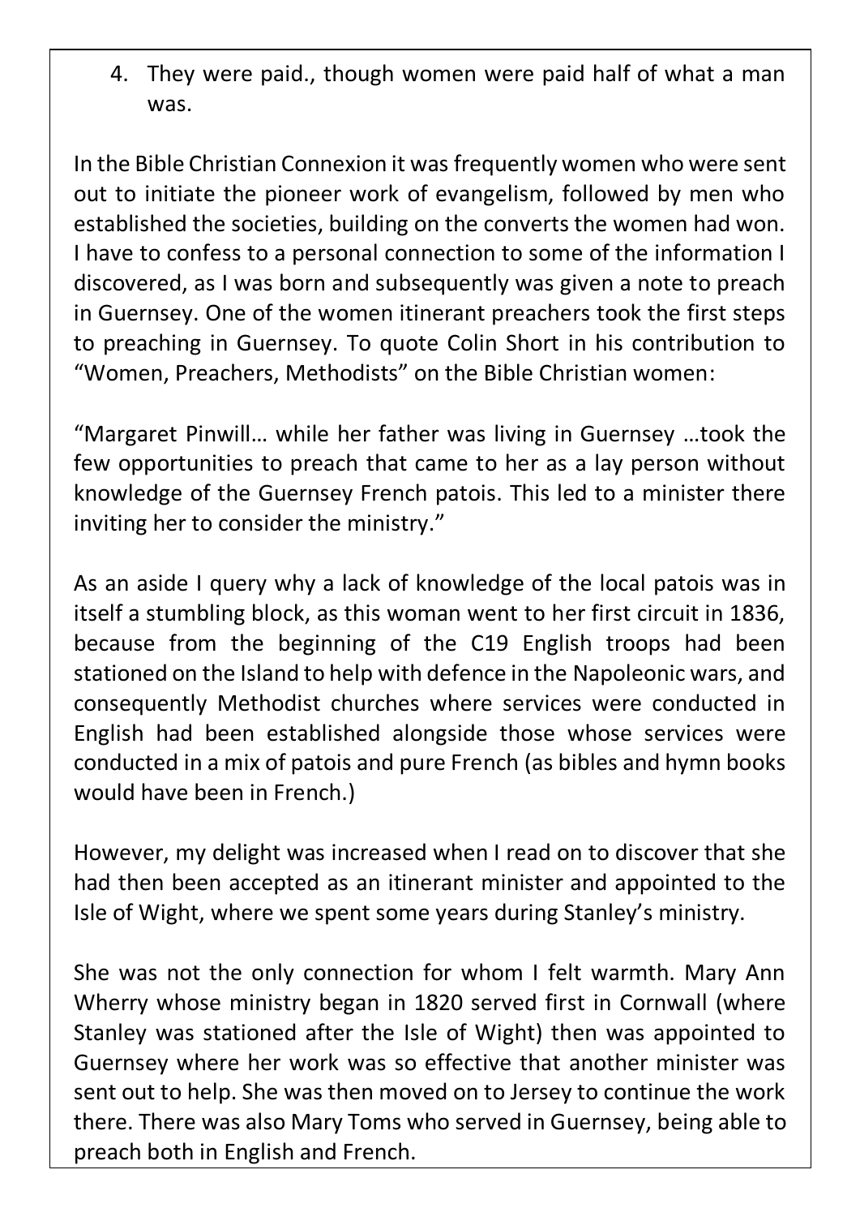4. They were paid., though women were paid half of what a man was.

In the Bible Christian Connexion it was frequently women who were sent out to initiate the pioneer work of evangelism, followed by men who established the societies, building on the converts the women had won. I have to confess to a personal connection to some of the information I discovered, as I was born and subsequently was given a note to preach in Guernsey. One of the women itinerant preachers took the first steps to preaching in Guernsey. To quote Colin Short in his contribution to "Women, Preachers, Methodists" on the Bible Christian women:

"Margaret Pinwill… while her father was living in Guernsey …took the few opportunities to preach that came to her as a lay person without knowledge of the Guernsey French patois. This led to a minister there inviting her to consider the ministry."

As an aside I query why a lack of knowledge of the local patois was in itself a stumbling block, as this woman went to her first circuit in 1836, because from the beginning of the C19 English troops had been stationed on the Island to help with defence in the Napoleonic wars, and consequently Methodist churches where services were conducted in English had been established alongside those whose services were conducted in a mix of patois and pure French (as bibles and hymn books would have been in French.)

However, my delight was increased when I read on to discover that she had then been accepted as an itinerant minister and appointed to the Isle of Wight, where we spent some years during Stanley's ministry.

She was not the only connection for whom I felt warmth. Mary Ann Wherry whose ministry began in 1820 served first in Cornwall (where Stanley was stationed after the Isle of Wight) then was appointed to Guernsey where her work was so effective that another minister was sent out to help. She was then moved on to Jersey to continue the work there. There was also Mary Toms who served in Guernsey, being able to preach both in English and French.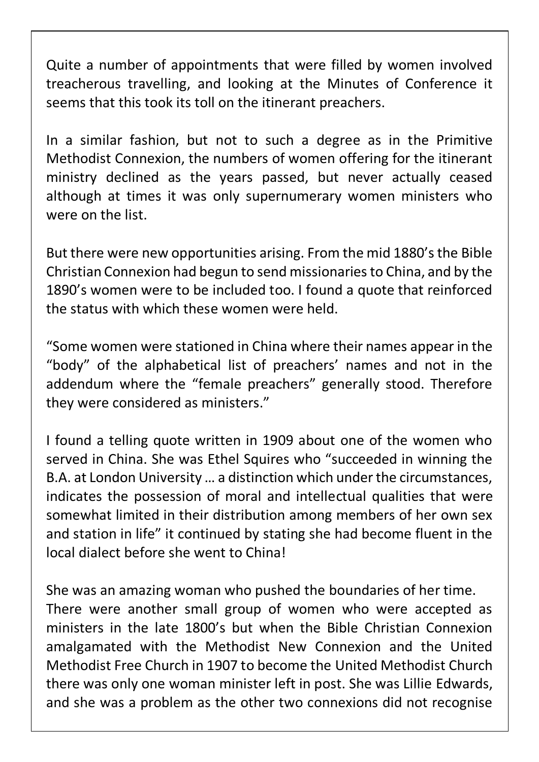Quite a number of appointments that were filled by women involved treacherous travelling, and looking at the Minutes of Conference it seems that this took its toll on the itinerant preachers.

In a similar fashion, but not to such a degree as in the Primitive Methodist Connexion, the numbers of women offering for the itinerant ministry declined as the years passed, but never actually ceased although at times it was only supernumerary women ministers who were on the list.

But there were new opportunities arising. From the mid 1880's the Bible Christian Connexion had begun to send missionaries to China, and by the 1890's women were to be included too. I found a quote that reinforced the status with which these women were held.

"Some women were stationed in China where their names appear in the "body" of the alphabetical list of preachers' names and not in the addendum where the "female preachers" generally stood. Therefore they were considered as ministers."

I found a telling quote written in 1909 about one of the women who served in China. She was Ethel Squires who "succeeded in winning the B.A. at London University … a distinction which under the circumstances, indicates the possession of moral and intellectual qualities that were somewhat limited in their distribution among members of her own sex and station in life" it continued by stating she had become fluent in the local dialect before she went to China!

She was an amazing woman who pushed the boundaries of her time.
There were another small group of women who were accepted as ministers in the late 1800's but when the Bible Christian Connexion amalgamated with the Methodist New Connexion and the United Methodist Free Church in 1907 to become the United Methodist Church there was only one woman minister left in post. She was Lillie Edwards, and she was a problem as the other two connexions did not recognise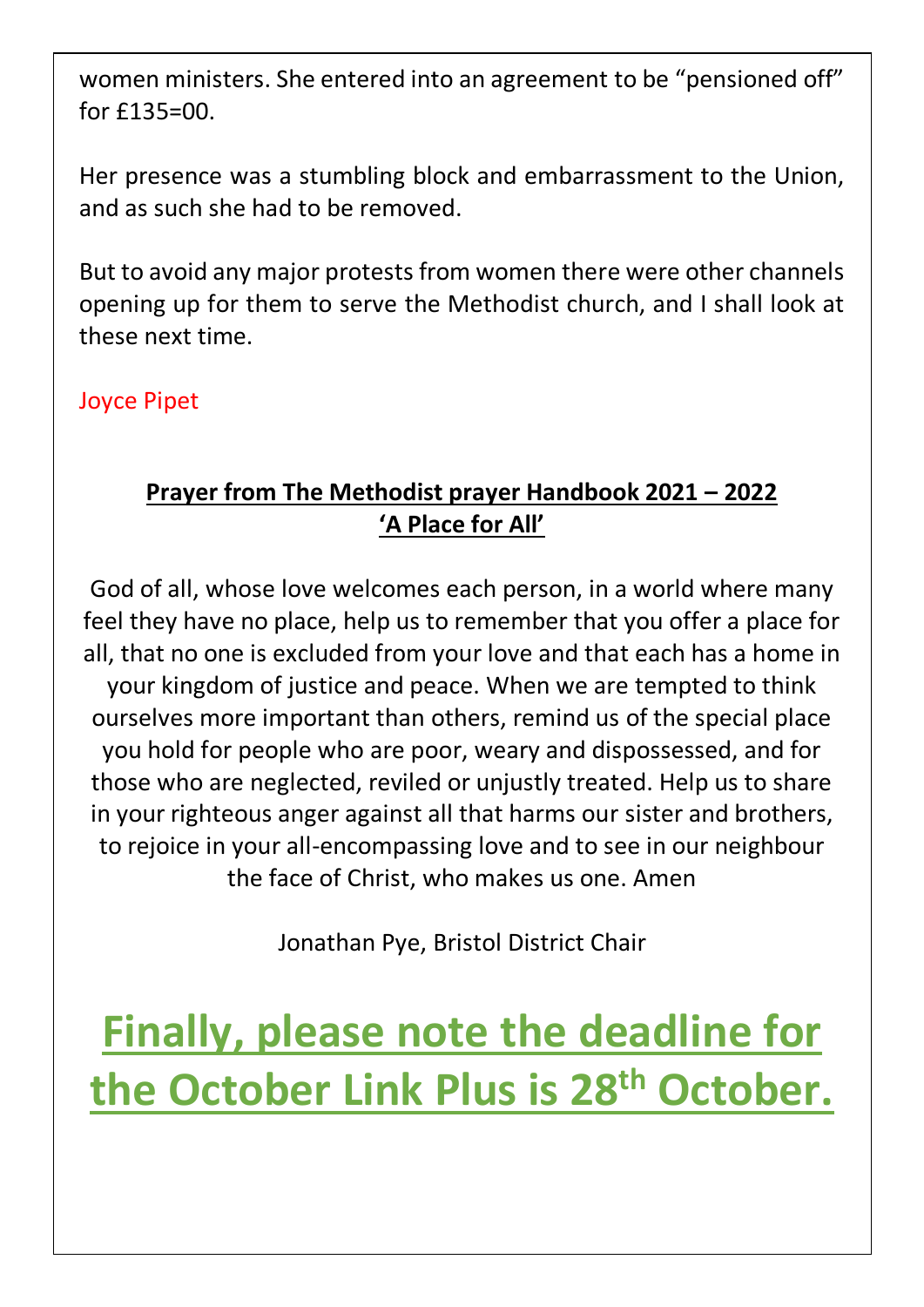women ministers. She entered into an agreement to be "pensioned off" for £135=00.

Her presence was a stumbling block and embarrassment to the Union, and as such she had to be removed.

But to avoid any major protests from women there were other channels opening up for them to serve the Methodist church, and I shall look at these next time.

Joyce Pipet

## **Prayer from The Methodist prayer Handbook 2021 – 2022 'A Place for All'**

God of all, whose love welcomes each person, in a world where many feel they have no place, help us to remember that you offer a place for all, that no one is excluded from your love and that each has a home in your kingdom of justice and peace. When we are tempted to think ourselves more important than others, remind us of the special place you hold for people who are poor, weary and dispossessed, and for those who are neglected, reviled or unjustly treated. Help us to share in your righteous anger against all that harms our sister and brothers, to rejoice in your all-encompassing love and to see in our neighbour the face of Christ, who makes us one. Amen

Jonathan Pye, Bristol District Chair

# **Finally, please note the deadline for the October Link Plus is 28th October.**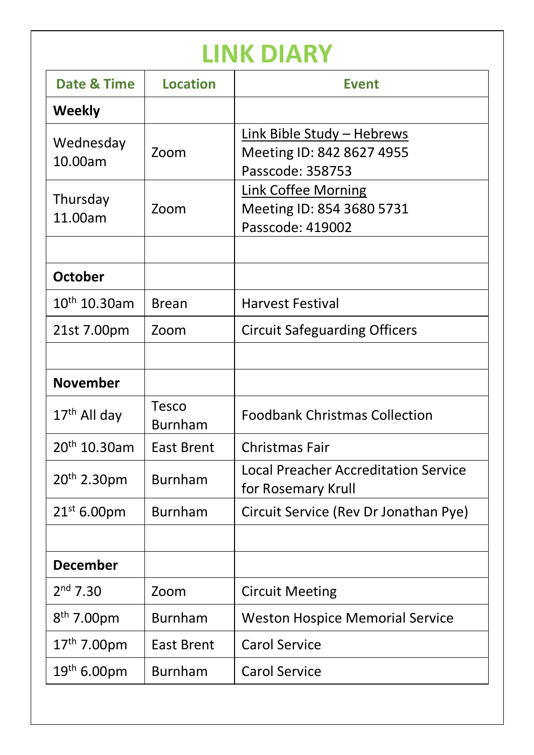# LINK DIARY

| Date & Time | Location | Event |
|---|---|---|
| **Weekly** | | |
| Wednesday 10.00am | Zoom | Link Bible Study – Hebrews<br>Meeting ID: 842 8627 4955<br>Passcode: 358753 |
| Thursday 11.00am | Zoom | Link Coffee Morning<br>Meeting ID: 854 3680 5731<br>Passcode: 419002 |
| | | |
| **October** | | |
| 10th 10.30am | Brean | Harvest Festival |
| 21st 7.00pm | Zoom | Circuit Safeguarding Officers |
| | | |
| **November** | | |
| 17th All day | Tesco Burnham | Foodbank Christmas Collection |
| 20th 10.30am | East Brent | Christmas Fair |
| 20th 2.30pm | Burnham | Local Preacher Accreditation Service for Rosemary Krull |
| 21st 6.00pm | Burnham | Circuit Service (Rev Dr Jonathan Pye) |
| | | |
| **December** | | |
| 2nd 7.30 | Zoom | Circuit Meeting |
| 8th 7.00pm | Burnham | Weston Hospice Memorial Service |
| 17th 7.00pm | East Brent | Carol Service |
| 19th 6.00pm | Burnham | Carol Service |